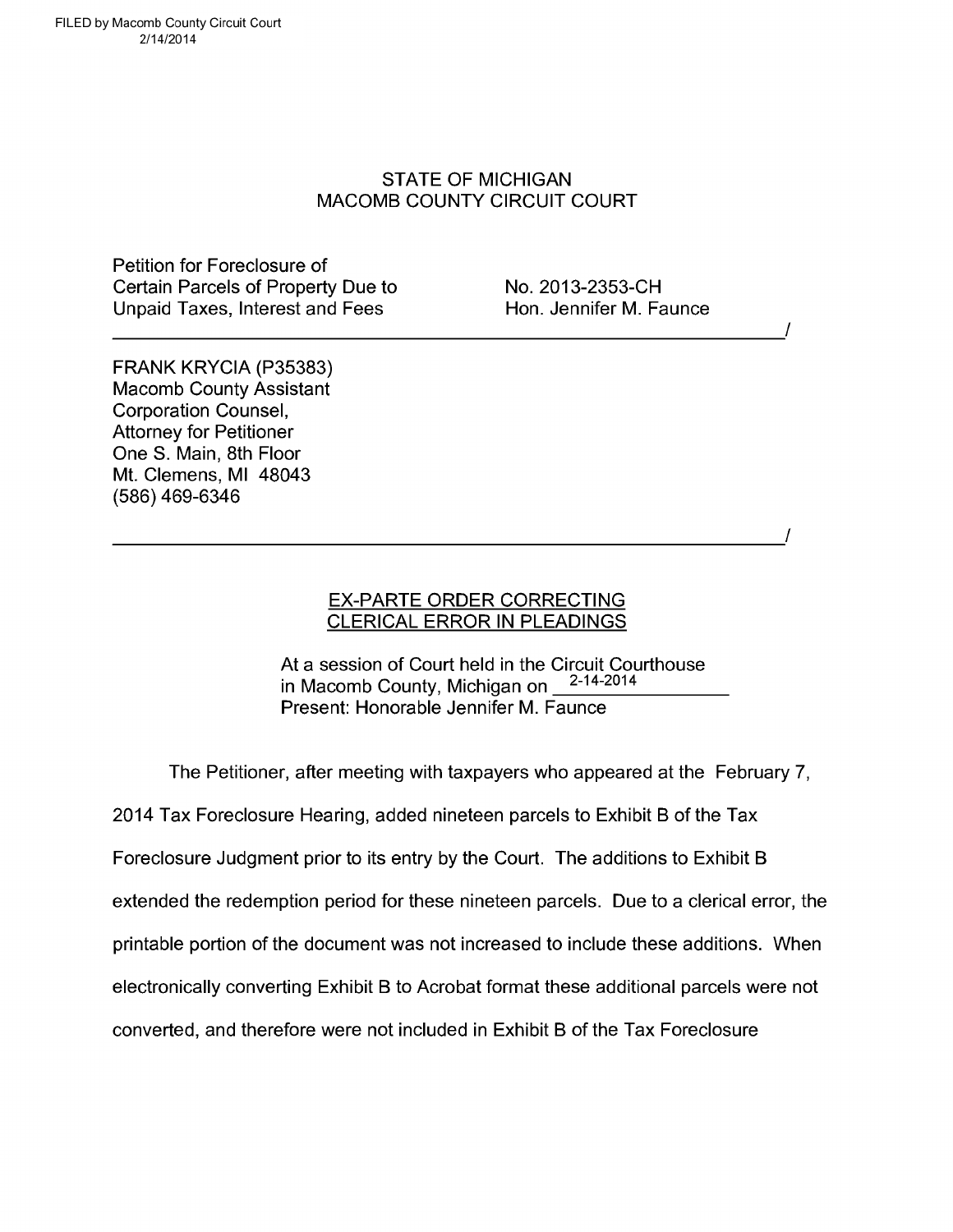FILED by Macomb County Circuit Court
2/14/2014

STATE OF MICHIGAN
MACOMB COUNTY CIRCUIT COURT

Petition for Foreclosure of Certain Parcels of Property Due to Unpaid Taxes, Interest and Fees

No. 2013-2353-CH
Hon. Jennifer M. Faunce

FRANK KRYCIA (P35383)
Macomb County Assistant Corporation Counsel,
Attorney for Petitioner
One S. Main, 8th Floor
Mt. Clemens, MI 48043
(586) 469-6346

## EX-PARTE ORDER CORRECTING CLERICAL ERROR IN PLEADINGS

At a session of Court held in the Circuit Courthouse in Macomb County, Michigan on 2-14-2014
Present: Honorable Jennifer M. Faunce

The Petitioner, after meeting with taxpayers who appeared at the February 7, 2014 Tax Foreclosure Hearing, added nineteen parcels to Exhibit B of the Tax Foreclosure Judgment prior to its entry by the Court. The additions to Exhibit B extended the redemption period for these nineteen parcels. Due to a clerical error, the printable portion of the document was not increased to include these additions. When electronically converting Exhibit B to Acrobat format these additional parcels were not converted, and therefore were not included in Exhibit B of the Tax Foreclosure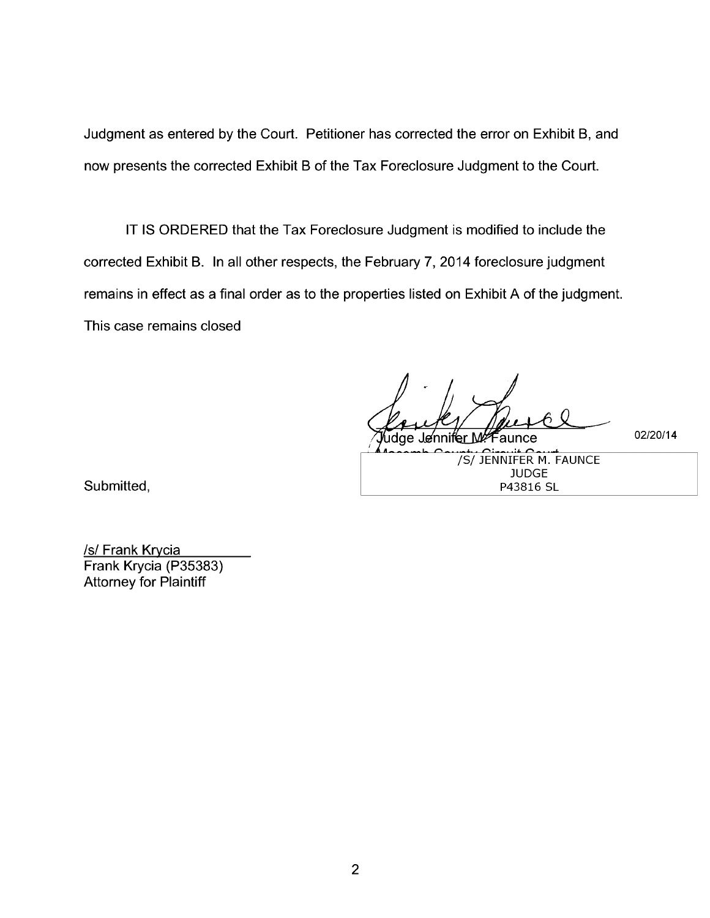Judgment as entered by the Court. Petitioner has corrected the error on Exhibit B, and now presents the corrected Exhibit B of the Tax Foreclosure Judgment to the Court.

IT IS ORDERED that the Tax Foreclosure Judgment is modified to include the corrected Exhibit B. In all other respects, the February 7, 2014 foreclosure judgment remains in effect as a final order as to the properties listed on Exhibit A of the judgment. This case remains closed

Judge Jennifer M. Faunce
Macomb County Circuit Court

02/20/14

/S/ JENNIFER M. FAUNCE
JUDGE
P43816 SL

Submitted,

/s/ Frank Krycia
Frank Krycia (P35383)
Attorney for Plaintiff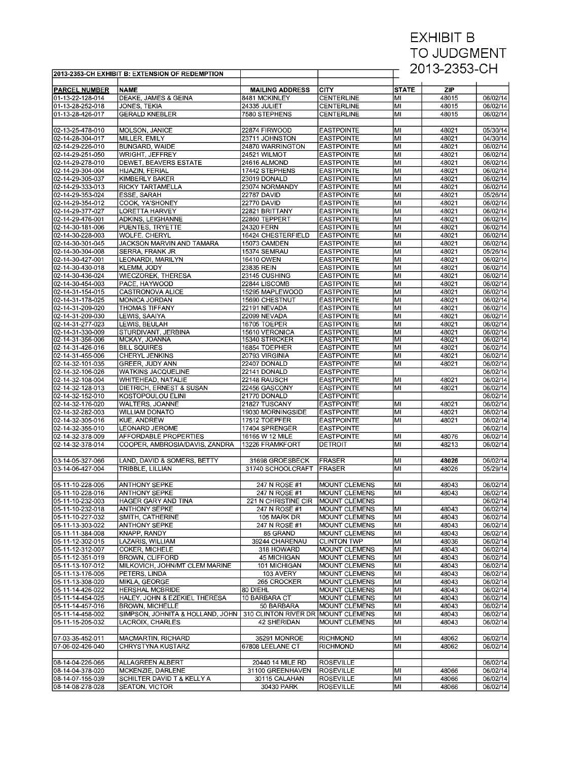# EXHIBIT B TO JUDGMENT 2013-2353-CH

**2013-2353-CH EXHIBIT B: EXTENSION OF REDEMPTION**

| PARCEL NUMBER | NAME | MAILING ADDRESS | CITY | STATE | ZIP | |
|---|---|---|---|---|---|---|
| 01-13-22-128-014 | DEAKE, JAMES & GEINA | 8481 MCKINLEY | CENTERLINE | MI | 48015 | 06/02/14 |
| 01-13-28-252-018 | JONES, TEKIA | 24335 JULIET | CENTERLINE | MI | 48015 | 06/02/14 |
| 01-13-28-426-017 | GERALD KNEBLER | 7580 STEPHENS | CENTERLINE | MI | 48015 | 06/02/14 |
| | | | | | | |
| 02-13-25-478-010 | MOLSON, JANICE | 22874 FIRWOOD | EASTPOINTE | MI | 48021 | 05/30/14 |
| 02-14-28-304-017 | MILLER, EMILY | 23711 JOHNSTON | EASTPOINTE | MI | 48021 | 04/30/14 |
| 02-14-29-226-010 | BUNGARD, WAIDE | 24870 WARRINGTON | EASTPOINTE | MI | 48021 | 06/02/14 |
| 02-14-29-251-050 | WRIGHT, JEFFREY | 24521 WILMOT | EASTPOINTE | MI | 48021 | 06/02/14 |
| 02-14-29-278-010 | DEWET, BEAVERS ESTATE | 24616 ALMOND | EASTPOINTE | MI | 48021 | 06/02/14 |
| 02-14-29-304-004 | HIJAZIN, FERIAL | 17442 STEPHENS | EASTPOINTE | MI | 48021 | 06/02/14 |
| 02-14-29-305-037 | KIMBERLY BAKER | 23019 DONALD | EASTPOINTE | MI | 48021 | 06/02/14 |
| 02-14-29-333-013 | RICKY TARTAMELLA | 23074 NORMANDY | EASTPOINTE | MI | 48021 | 06/02/14 |
| 02-14-29-353-024 | ESSE, SARAH | 22787 DAVID | EASTPOINTE | MI | 48021 | 05/26/14 |
| 02-14-29-354-012 | COOK, YA'SHONEY | 22770 DAVID | EASTPOINTE | MI | 48021 | 06/02/14 |
| 02-14-29-377-027 | LORETTA HARVEY | 22821 BRITTANY | EASTPOINTE | MI | 48021 | 06/02/14 |
| 02-14-29-476-001 | ADKINS, LEIGHANNE | 22860 TEPPERT | EASTPOINTE | MI | 48021 | 06/02/14 |
| 02-14-30-181-006 | PUENTES, TRYETTE | 24320 FERN | EASTPOINTE | MI | 48021 | 06/02/14 |
| 02-14-30-228-003 | WOLFE, CHERYL | 16424 CHESTERFIELD | EASTPOINTE | MI | 48021 | 06/02/14 |
| 02-14-30-301-045 | JACKSON MARVIN AND TAMARA | 15073 CAMDEN | EASTPOINTE | MI | 48021 | 06/02/14 |
| 02-14-30-304-008 | SERRA, FRANK JR | 15374 SEMRAU | EASTPOINTE | MI | 48021 | 05/26/14 |
| 02-14-30-427-001 | LEONARDI, MARILYN | 16410 OWEN | EASTPOINTE | MI | 48021 | 06/02/14 |
| 02-14-30-430-018 | KLEMM, JODY | 23835 REIN | EASTPOINTE | MI | 48021 | 06/02/14 |
| 02-14-30-436-024 | WIECZOREK, THERESA | 23145 CUSHING | EASTPOINTE | MI | 48021 | 06/02/14 |
| 02-14-30-454-003 | PACE, HAYWOOD | 22844 LISCOMB | EASTPOINTE | MI | 48021 | 06/02/14 |
| 02-14-31-154-015 | CASTRONOVA ALICE | 15295 MAPLEWOOD | EASTPOINTE | MI | 48021 | 06/02/14 |
| 02-14-31-178-025 | MONICA JORDAN | 15690 CHESTNUT | EASTPOINTE | MI | 48021 | 06/02/14 |
| 02-14-31-209-020 | THOMAS TIFFANY | 22191 NEVADA | EASTPOINTE | MI | 48021 | 06/02/14 |
| 02-14-31-209-030 | LEWIS, SAAIYA | 22099 NEVADA | EASTPOINTE | MI | 48021 | 06/02/14 |
| 02-14-31-277-023 | LEWIS, BEULAH | 16705 TOEPER | EASTPOINTE | MI | 48021 | 06/02/14 |
| 02-14-31-330-009 | STURDIVANT, JERBINA | 15610 VERONICA | EASTPOINTE | MI | 48021 | 06/02/14 |
| 02-14-31-356-006 | MCKAY, JOANNA | 15340 STRICKER | EASTPOINTE | MI | 48021 | 06/02/14 |
| 02-14-31-426-016 | BILL SQUIRES | 16854 TOEPHER | EASTPOINTE | MI | 48021 | 06/02/14 |
| 02-14-31-455-006 | CHERYL JENKINS | 20793 VIRGINIA | EASTPOINTE | MI | 48021 | 06/02/14 |
| 02-14-32-101-035 | GREER, JUDY ANN | 22407 DONALD | EASTPOINTE | MI | 48021 | 06/02/14 |
| 02-14-32-106-026 | WATKINS JACQUELINE | 22141 DONALD | EASTPOINTE | | | 06/02/14 |
| 02-14-32-108-004 | WHITEHEAD, NATALIE | 22148 RAUSCH | EASTPOINTE | MI | 48021 | 06/02/14 |
| 02-14-32-128-013 | DIETRICH, ERNEST & SUSAN | 22456 GASCONY | EASTPOINTE | MI | 48021 | 06/02/14 |
| 02-14-32-152-010 | KOSTOPOULOU ELINI | 21770 DONALD | EASTPOINTE | | | 06/02/14 |
| 02-14-32-176-020 | WALTERS, JOANNE | 21827 TUSCANY | EASTPOINTE | MI | 48021 | 06/02/14 |
| 02-14-32-282-003 | WILLIAM DONATO | 19030 MORNINGSIDE | EASTPOINTE | MI | 48021 | 06/02/14 |
| 02-14-32-305-016 | KUE, ANDREW | 17512 TOEPFER | EASTPOINTE | MI | 48021 | 06/02/14 |
| 02-14-32-355-010 | LEONARD JEROME | 17404 SPRENGER | EASTPOINTE | | | 06/02/14 |
| 02-14-32-378-009 | AFFORDABLE PROPERTIES | 16165 W 12 MILE | EASTPOINTE | MI | 48076 | 06/02/14 |
| 02-14-32-378-014 | COOPER, AMBROSIA/DAVIS, ZANDRA | 13226 FRAMKFORT | DETROIT | MI | 48213 | 06/02/14 |
| | | | | | | |
| 03-14-05-327-066 | LAND, DAVID & SOMERS, BETTY | 31698 GROESBECK | FRASER | MI | **48026** | 06/02/14 |
| 03-14-06-427-004 | TRIBBLE, LILLIAN | 31740 SCHOOLCRAFT | FRASER | MI | 48026 | 05/29/14 |
| | | | | | | |
| 05-11-10-228-005 | ANTHONY SEPKE | 247 N ROSE #1 | MOUNT CLEMENS | MI | 48043 | 06/02/14 |
| 05-11-10-228-016 | ANTHONY SEPKE | 247 N ROSE #1 | MOUNT CLEMENS | MI | 48043 | 06/02/14 |
| 05-11-10-232-003 | HAGER GARY AND TINA | 221 N CHRISTINE CIR | MOUNT CLEMENS | | | 06/02/14 |
| 05-11-10-232-018 | ANTHONY SEPKE | 247 N ROSE #1 | MOUNT CLEMENS | MI | 48043 | 06/02/14 |
| 05-11-10-227-032 | SMITH, CATHERINE | 105 MARK DR | MOUNT CLEMENS | MI | 48043 | 06/02/14 |
| 05-11-13-303-022 | ANTHONY SEPKE | 247 N ROSE #1 | MOUNT CLEMENS | MI | 48043 | 06/02/14 |
| 05-11-11-384-008 | KNAPP, RANDY | 85 GRAND | MOUNT CLEMENS | MI | 48043 | 06/02/14 |
| 05-11-12-302-015 | LAZARIS, WILLIAM | 39244 CHARENAU | CLINTON TWP | MI | 48036 | 06/02/14 |
| 05-11-12-312-007 | COKER, MICHELE | 318 HOWARD | MOUNT CLEMENS | MI | 48043 | 06/02/14 |
| 05-11-12-351-019 | BROWN, CLIFFORD | 45 MICHIGAN | MOUNT CLEMENS | MI | 48043 | 06/02/14 |
| 05-11-13-107-012 | MILKOVICH, JOHN/MT CLEM MARINE | 101 MICHIGAN | MOUNT CLEMENS | MI | 48043 | 06/02/14 |
| 05-11-13-176-005 | PETERS, LINDA | 103 AVERY | MOUNT CLEMENS | MI | 48043 | 06/02/14 |
| 05-11-13-308-020 | MIKLA, GEORGE | 265 CROCKER | MOUNT CLEMENS | MI | 48043 | 06/02/14 |
| 05-11-14-426-022 | HERSHAL MCBRIDE | 80 DIEHL | MOUNT CLEMENS | MI | 48043 | 06/02/14 |
| 05-11-14-454-025 | HALEY, JOHN & EZEKIEL THERESA | 10 BARBARA CT | MOUNT CLEMENS | MI | 48043 | 06/02/14 |
| 05-11-14-457-016 | BROWN, MICHELLE | 50 BARBARA | MOUNT CLEMENS | MI | 48043 | 06/02/14 |
| 05-11-14-458-002 | SIMPSON, JOHNITA & HOLLAND, JOHN | 310 CLINTON RIVER DR | MOUNT CLEMENS | MI | 48043 | 06/02/14 |
| 05-11-15-205-032 | LACROIX, CHARLES | 42 SHERIDAN | MOUNT CLEMENS | MI | 48043 | 06/02/14 |
| | | | | | | |
| 07-03-35-452-011 | MACMARTIN, RICHARD | 35291 MONROE | RICHMOND | MI | 48062 | 06/02/14 |
| 07-06-02-426-040 | CHRYSTYNA KUSTARZ | 67808 LEELANE CT | RICHMOND | MI | 48062 | 06/02/14 |
| | | | | | | |
| 08-14-04-226-065 | ALLAGREEN ALBERT | 20440 14 MILE RD | ROSEVILLE | | | 06/02/14 |
| 08-14-04-378-020 | MCKENZIE, DARLENE | 31100 GREENHAVEN | ROSEVILLE | MI | 48066 | 06/02/14 |
| 08-14-07-155-039 | SCHILTER DAVID T & KELLY A | 30115 CALAHAN | ROSEVILLE | MI | 48066 | 06/02/14 |
| 08-14-08-278-028 | SEATON, VICTOR | 30430 PARK | ROSEVILLE | MI | 48066 | 06/02/14 |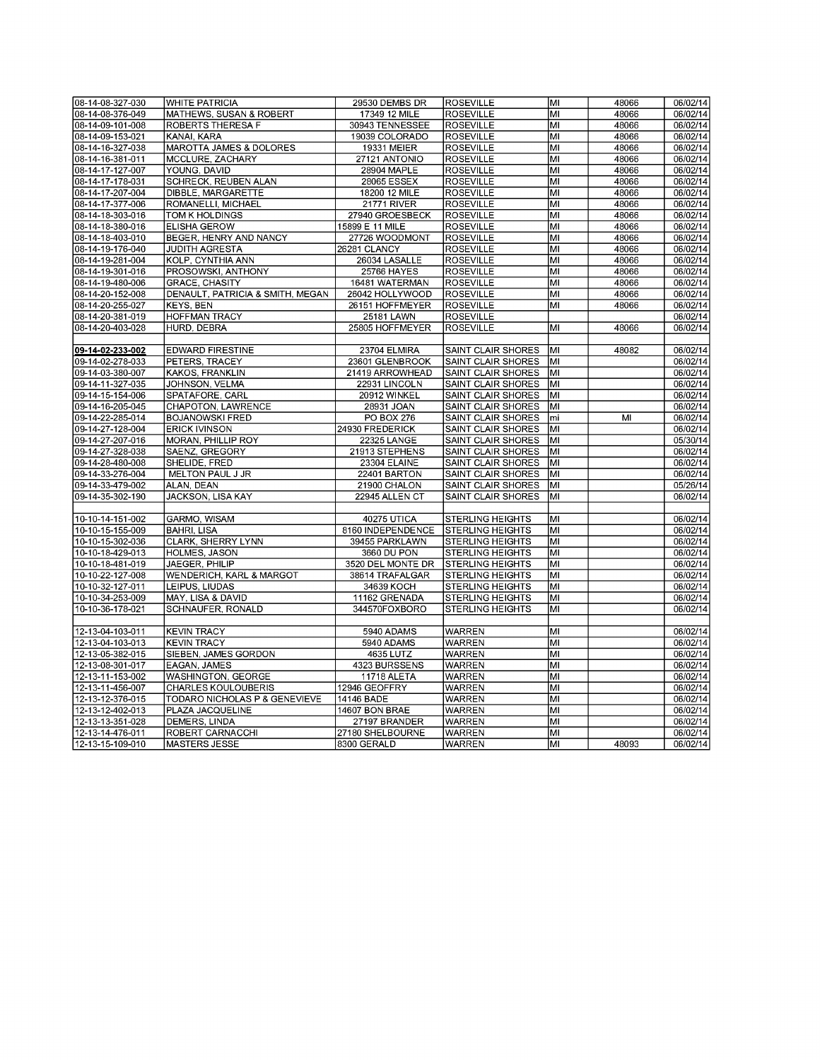| | | | | | | |
|---|---|---|---|---|---|---|
| 08-14-08-327-030 | WHITE PATRICIA | 29530 DEMBS DR | ROSEVILLE | MI | 48066 | 06/02/14 |
| 08-14-08-376-049 | MATHEWS, SUSAN & ROBERT | 17349 12 MILE | ROSEVILLE | MI | 48066 | 06/02/14 |
| 08-14-09-101-008 | ROBERTS THERESA F | 30943 TENNESSEE | ROSEVILLE | MI | 48066 | 06/02/14 |
| 08-14-09-153-021 | KANAI, KARA | 19039 COLORADO | ROSEVILLE | MI | 48066 | 06/02/14 |
| 08-14-16-327-038 | MAROTTA JAMES & DOLORES | 19331 MEIER | ROSEVILLE | MI | 48066 | 06/02/14 |
| 08-14-16-381-011 | MCCLURE, ZACHARY | 27121 ANTONIO | ROSEVILLE | MI | 48066 | 06/02/14 |
| 08-14-17-127-007 | YOUNG, DAVID | 28904 MAPLE | ROSEVILLE | MI | 48066 | 06/02/14 |
| 08-14-17-178-031 | SCHRECK, REUBEN ALAN | 28065 ESSEX | ROSEVILLE | MI | 48066 | 06/02/14 |
| 08-14-17-207-004 | DIBBLE, MARGARETTE | 18200 12 MILE | ROSEVILLE | MI | 48066 | 06/02/14 |
| 08-14-17-377-006 | ROMANELLI, MICHAEL | 21771 RIVER | ROSEVILLE | MI | 48066 | 06/02/14 |
| 08-14-18-303-016 | TOM K HOLDINGS | 27940 GROESBECK | ROSEVILLE | MI | 48066 | 06/02/14 |
| 08-14-18-380-016 | ELISHA GEROW | 15899 E 11 MILE | ROSEVILLE | MI | 48066 | 06/02/14 |
| 08-14-18-403-010 | BEGER, HENRY AND NANCY | 27726 WOODMONT | ROSEVILLE | MI | 48066 | 06/02/14 |
| 08-14-19-176-040 | JUDITH AGRESTA | 26281 CLANCY | ROSEVILLE | MI | 48066 | 06/02/14 |
| 08-14-19-281-004 | KOLP, CYNTHIA ANN | 26034 LASALLE | ROSEVILLE | MI | 48066 | 06/02/14 |
| 08-14-19-301-016 | PROSOWSKI, ANTHONY | 25766 HAYES | ROSEVILLE | MI | 48066 | 06/02/14 |
| 08-14-19-480-006 | GRACE, CHASITY | 16481 WATERMAN | ROSEVILLE | MI | 48066 | 06/02/14 |
| 08-14-20-152-008 | DENAULT, PATRICIA & SMITH, MEGAN | 26042 HOLLYWOOD | ROSEVILLE | MI | 48066 | 06/02/14 |
| 08-14-20-255-027 | KEYS, BEN | 26151 HOFFMEYER | ROSEVILLE | MI | 48066 | 06/02/14 |
| 08-14-20-381-019 | HOFFMAN TRACY | 25181 LAWN | ROSEVILLE | | | 06/02/14 |
| 08-14-20-403-028 | HURD, DEBRA | 25805 HOFFMEYER | ROSEVILLE | MI | 48066 | 06/02/14 |
| | | | | | | |
| **09-14-02-233-002** | EDWARD FIRESTINE | 23704 ELMIRA | SAINT CLAIR SHORES | MI | 48082 | 06/02/14 |
| 09-14-02-278-033 | PETERS, TRACEY | 23601 GLENBROOK | SAINT CLAIR SHORES | MI | | 06/02/14 |
| 09-14-03-380-007 | KAKOS, FRANKLIN | 21419 ARROWHEAD | SAINT CLAIR SHORES | MI | | 06/02/14 |
| 09-14-11-327-035 | JOHNSON, VELMA | 22931 LINCOLN | SAINT CLAIR SHORES | MI | | 06/02/14 |
| 09-14-15-154-006 | SPATAFORE, CARL | 20912 WINKEL | SAINT CLAIR SHORES | MI | | 06/02/14 |
| 09-14-16-205-045 | CHAPOTON, LAWRENCE | 28931 JOAN | SAINT CLAIR SHORES | MI | | 06/02/14 |
| 09-14-22-285-014 | BOJANOWSKI FRED | PO BOX 276 | SAINT CLAIR SHORES | mi | MI | 06/02/14 |
| 09-14-27-128-004 | ERICK IVINSON | 24930 FREDERICK | SAINT CLAIR SHORES | MI | | 06/02/14 |
| 09-14-27-207-016 | MORAN, PHILLIP ROY | 22325 LANGE | SAINT CLAIR SHORES | MI | | 05/30/14 |
| 09-14-27-328-038 | SAENZ, GREGORY | 21913 STEPHENS | SAINT CLAIR SHORES | MI | | 06/02/14 |
| 09-14-28-480-008 | SHELIDE, FRED | 23304 ELAINE | SAINT CLAIR SHORES | MI | | 06/02/14 |
| 09-14-33-276-004 | MELTON PAUL J JR | 22401 BARTON | SAINT CLAIR SHORES | MI | | 06/02/14 |
| 09-14-33-479-002 | ALAN, DEAN | 21900 CHALON | SAINT CLAIR SHORES | MI | | 05/26/14 |
| 09-14-35-302-190 | JACKSON, LISA KAY | 22945 ALLEN CT | SAINT CLAIR SHORES | MI | | 06/02/14 |
| | | | | | | |
| 10-10-14-151-002 | GARMO, WISAM | 40275 UTICA | STERLING HEIGHTS | MI | | 06/02/14 |
| 10-10-15-155-009 | BAHRI, LISA | 8160 INDEPENDENCE | STERLING HEIGHTS | MI | | 06/02/14 |
| 10-10-15-302-036 | CLARK, SHERRY LYNN | 39455 PARKLAWN | STERLING HEIGHTS | MI | | 06/02/14 |
| 10-10-18-429-013 | HOLMES, JASON | 3660 DU PON | STERLING HEIGHTS | MI | | 06/02/14 |
| 10-10-18-481-019 | JAEGER, PHILIP | 3520 DEL MONTE DR | STERLING HEIGHTS | MI | | 06/02/14 |
| 10-10-22-127-008 | WENDERICH, KARL & MARGOT | 38614 TRAFALGAR | STERLING HEIGHTS | MI | | 06/02/14 |
| 10-10-32-127-011 | LEIPUS, LIUDAS | 34639 KOCH | STERLING HEIGHTS | MI | | 06/02/14 |
| 10-10-34-253-009 | MAY, LISA & DAVID | 11162 GRENADA | STERLING HEIGHTS | MI | | 06/02/14 |
| 10-10-36-178-021 | SCHNAUFER, RONALD | 344570FOXBORO | STERLING HEIGHTS | MI | | 06/02/14 |
| | | | | | | |
| 12-13-04-103-011 | KEVIN TRACY | 5940 ADAMS | WARREN | MI | | 06/02/14 |
| 12-13-04-103-013 | KEVIN TRACY | 5940 ADAMS | WARREN | MI | | 06/02/14 |
| 12-13-05-382-015 | SIEBEN, JAMES GORDON | 4635 LUTZ | WARREN | MI | | 06/02/14 |
| 12-13-08-301-017 | EAGAN, JAMES | 4323 BURSSENS | WARREN | MI | | 06/02/14 |
| 12-13-11-153-002 | WASHINGTON, GEORGE | 11718 ALETA | WARREN | MI | | 06/02/14 |
| 12-13-11-456-007 | CHARLES KOULOUBERIS | 12946 GEOFFRY | WARREN | MI | | 06/02/14 |
| 12-13-12-376-015 | TODARO NICHOLAS P & GENEVIEVE | 14146 BADE | WARREN | MI | | 06/02/14 |
| 12-13-12-402-013 | PLAZA JACQUELINE | 14607 BON BRAE | WARREN | MI | | 06/02/14 |
| 12-13-13-351-028 | DEMERS, LINDA | 27197 BRANDER | WARREN | MI | | 06/02/14 |
| 12-13-14-476-011 | ROBERT CARNACCHI | 27180 SHELBOURNE | WARREN | MI | | 06/02/14 |
| 12-13-15-109-010 | MASTERS JESSE | 8300 GERALD | WARREN | MI | 48093 | 06/02/14 |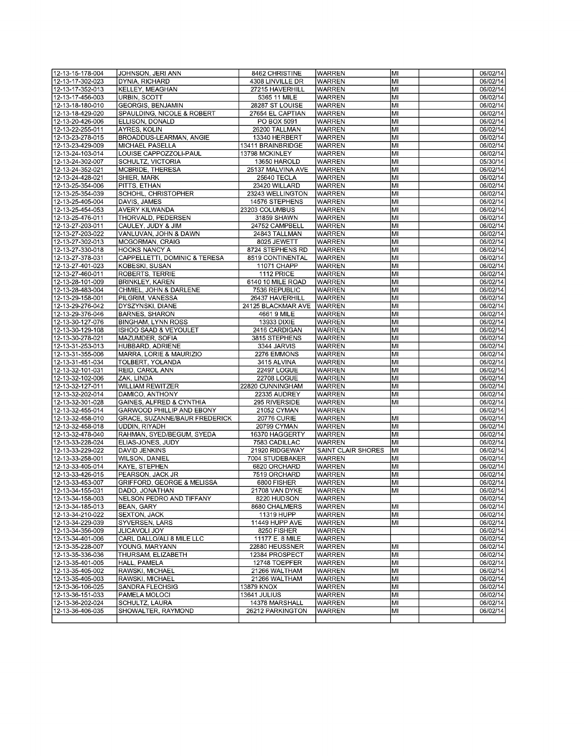| | | | | | | |
|---|---|---|---|---|---|---|
| 12-13-15-178-004 | JOHNSON, JERI ANN | 8462 CHRISTINE | WARREN | MI | | 06/02/14 |
| 12-13-17-302-023 | DYNIA, RICHARD | 4308 LINVILLE DR | WARREN | MI | | 06/02/14 |
| 12-13-17-352-013 | KELLEY, MEAGHAN | 27215 HAVERHILL | WARREN | MI | | 06/02/14 |
| 12-13-17-456-003 | URBIN, SCOTT | 5365 11 MILE | WARREN | MI | | 06/02/14 |
| 12-13-18-180-010 | GEORGIS, BENJAMIN | 28287 ST LOUISE | WARREN | MI | | 06/02/14 |
| 12-13-18-429-020 | SPAULDING, NICOLE & ROBERT | 27654 EL CAPTIAN | WARREN | MI | | 06/02/14 |
| 12-13-20-426-006 | ELLISON, DONALD | PO BOX 5091 | WARREN | MI | | 06/02/14 |
| 12-13-22-255-011 | AYRES, KOLIN | 26200 TALLMAN | WARREN | MI | | 06/02/14 |
| 12-13-23-278-015 | BROADDUS-LEARMAN, ANGIE | 13340 HERBERT | WARREN | MI | | 06/02/14 |
| 12-13-23-429-009 | MICHAEL PASELLA | 13411 BRAINBRIDGE | WARREN | MI | | 06/02/14 |
| 12-13-24-103-014 | LOUISE CAPPOZZOLI-PAUL | 13798 MCKINLEY | WARREN | MI | | 06/02/14 |
| 12-13-24-302-007 | SCHULTZ, VICTORIA | 13650 HAROLD | WARREN | MI | | 05/30/14 |
| 12-13-24-352-021 | MCBRIDE, THERESA | 25137 MALVINA AVE | WARREN | MI | | 06/02/14 |
| 12-13-24-428-021 | SHIER, MARK | 25640 TECLA | WARREN | MI | | 06/02/14 |
| 12-13-25-354-006 | PITTS, ETHAN | 23420 WILLARD | WARREN | MI | | 06/02/14 |
| 12-13-25-354-039 | SCHOHL, CHRISTOPHER | 23243 WELLINGTON | WARREN | MI | | 06/02/14 |
| 12-13-25-405-004 | DAVIS, JAMES | 14576 STEPHENS | WARREN | MI | | 06/02/14 |
| 12-13-25-454-053 | AVERY KILWANDA | 23203 COLUMBUS | WARREN | MI | | 06/02/14 |
| 12-13-25-476-011 | THORVALD, PEDERSEN | 31859 SHAWN | WARREN | MI | | 06/02/14 |
| 12-13-27-203-011 | CAULEY, JUDY & JIM | 24752 CAMPBELL | WARREN | MI | | 06/02/14 |
| 12-13-27-203-022 | VANLUVAN, JOHN & DAWN | 24843 TALLMAN | WARREN | MI | | 06/02/14 |
| 12-13-27-302-013 | MCGORMAN, CRAIG | 8025 JEWETT | WARREN | MI | | 06/02/14 |
| 12-13-27-330-018 | HOOKS NANCY A | 8724 STEPHENS RD | WARREN | MI | | 06/02/14 |
| 12-13-27-378-031 | CAPPELLETTI, DOMINIC & TERESA | 8519 CONTINENTAL | WARREN | MI | | 06/02/14 |
| 12-13-27-401-023 | KOBESKI, SUSAN | 11071 CHAPP | WARREN | MI | | 06/02/14 |
| 12-13-27-460-011 | ROBERTS, TERRIE | 1112 PRICE | WARREN | MI | | 06/02/14 |
| 12-13-28-101-009 | BRINKLEY, KAREN | 6140 10 MILE ROAD | WARREN | MI | | 06/02/14 |
| 12-13-28-483-004 | CHMIEL, JOHN & DARLENE | 7536 REPUBLIC | WARREN | MI | | 06/02/14 |
| 12-13-29-158-001 | PILGRIM, VANESSA | 26437 HAVERHILL | WARREN | MI | | 06/02/14 |
| 12-13-29-276-042 | DYSZYNSKI, DIANE | 24125 BLACKMAR AVE | WARREN | MI | | 06/02/14 |
| 12-13-29-376-046 | BARNES, SHARON | 4661 9 MILE | WARREN | MI | | 06/02/14 |
| 12-13-30-127-076 | BINGHAM, LYNN ROSS | 13933 DIXIE | WARREN | MI | | 06/02/14 |
| 12-13-30-129-108 | ISHOO SAAD & VEYOULET | 2416 CARDIGAN | WARREN | MI | | 06/02/14 |
| 12-13-30-278-021 | MAZUMDER, SOFIA | 3815 STEPHENS | WARREN | MI | | 06/02/14 |
| 12-13-31-253-013 | HUBBARD, ADRIENE | 3344 JARVIS | WARREN | MI | | 06/02/14 |
| 12-13-31-355-006 | MARRA, LORIE & MAURIZIO | 2276 EMMONS | WARREN | MI | | 06/02/14 |
| 12-13-31-451-034 | TOLBERT, YOLANDA | 3415 ALVINA | WARREN | MI | | 06/02/14 |
| 12-13-32-101-031 | REID, CAROL ANN | 22497 LOGUE | WARREN | MI | | 06/02/14 |
| 12-13-32-102-006 | ZAK, LINDA | 22708 LOGUE | WARREN | MI | | 06/02/14 |
| 12-13-32-127-011 | WILLIAM REWITZER | 22820 CUNNINGHAM | WARREN | MI | | 06/02/14 |
| 12-13-32-202-014 | DAMICO, ANTHONY | 22335 AUDREY | WARREN | MI | | 06/02/14 |
| 12-13-32-301-028 | GAINES, ALFRED & CYNTHIA | 295 RIVERSIDE | WARREN | MI | | 06/02/14 |
| 12-13-32-455-014 | GARWOOD PHILLIP AND EBONY | 21052 CYMAN | WARREN | | | 06/02/14 |
| 12-13-32-458-010 | GRACE, SUZANNE/BAUR FREDERICK | 20776 CURIE | WARREN | MI | | 06/02/14 |
| 12-13-32-458-018 | UDDIN, RIYADH | 20799 CYMAN | WARREN | MI | | 06/02/14 |
| 12-13-32-478-040 | RAHMAN, SYED/BEGUM, SYEDA | 16370 HAGGERTY | WARREN | MI | | 06/02/14 |
| 12-13-33-228-024 | ELIAS-JONES, JUDY | 7583 CADILLAC | WARREN | MI | | 06/02/14 |
| 12-13-33-229-022 | DAVID JENKINS | 21920 RIDGEWAY | SAINT CLAIR SHORES | MI | | 06/02/14 |
| 12-13-33-258-001 | WILSON, DANIEL | 7004 STUDEBAKER | WARREN | MI | | 06/02/14 |
| 12-13-33-405-014 | KAYE, STEPHEN | 6820 ORCHARD | WARREN | MI | | 06/02/14 |
| 12-13-33-426-015 | PEARSON, JACK JR | 7519 ORCHARD | WARREN | MI | | 06/02/14 |
| 12-13-33-453-007 | GRIFFORD, GEORGE & MELISSA | 6800 FISHER | WARREN | MI | | 06/02/14 |
| 12-13-34-155-031 | DADO, JONATHAN | 21708 VAN DYKE | WARREN | MI | | 06/02/14 |
| 12-13-34-158-003 | NELSON PEDRO AND TIFFANY | 8220 HUDSON | WARREN | | | 06/02/14 |
| 12-13-34-185-013 | BEAN, GARY | 8680 CHALMERS | WARREN | MI | | 06/02/14 |
| 12-13-34-210-022 | SEXTON, JACK | 11319 HUPP | WARREN | MI | | 06/02/14 |
| 12-13-34-229-039 | SYVERSEN, LARS | 11449 HUPP AVE | WARREN | MI | | 06/02/14 |
| 12-13-34-356-009 | JLICAVOLI JOY | 8250 FISHER | WARREN | | | 06/02/14 |
| 12-13-34-401-006 | CARL DALLO/ALI 8 MILE LLC | 11177 E. 8 MILE | WARREN | | | 06/02/14 |
| 12-13-35-228-007 | YOUNG, MARYANN | 22880 HEUSSNER | WARREN | MI | | 06/02/14 |
| 12-13-35-336-036 | THURSAM, ELIZABETH | 12384 PROSPECT | WARREN | MI | | 06/02/14 |
| 12-13-35-401-005 | HALL, PAMELA | 12748 TOEPFER | WARREN | MI | | 06/02/14 |
| 12-13-35-405-002 | RAWSKI, MICHAEL | 21266 WALTHAM | WARREN | MI | | 06/02/14 |
| 12-13-35-405-003 | RAWSKI, MICHAEL | 21266 WALTHAM | WARREN | MI | | 06/02/14 |
| 12-13-36-106-025 | SANDRA FLECHSIG | 13879 KNOX | WARREN | MI | | 06/02/14 |
| 12-13-36-151-033 | PAMELA MOLOCI | 13641 JULIUS | WARREN | MI | | 06/02/14 |
| 12-13-36-202-024 | SCHULTZ, LAURA | 14378 MARSHALL | WARREN | MI | | 06/02/14 |
| 12-13-36-406-035 | SHOWALTER, RAYMOND | 26212 PARKINGTON | WARREN | MI | | 06/02/14 |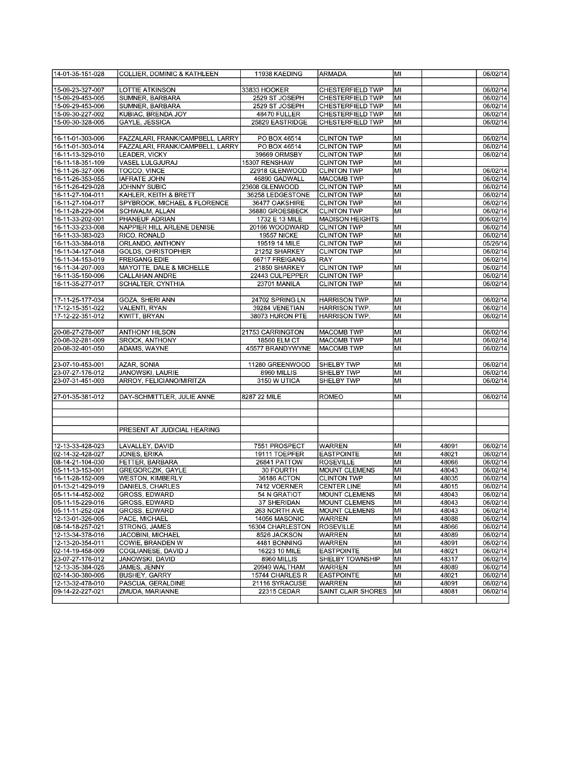| | | | | | | |
|---|---|---|---|---|---|---|
| 14-01-35-151-028 | COLLIER, DOMINIC & KATHLEEN | 11938 KAEDING | ARMADA | MI | | 06/02/14 |
| | | | | | | |
| 15-09-23-327-007 | LOTTIE ATKINSON | 33833 HOOKER | CHESTERFIELD TWP | MI | | 06/02/14 |
| 15-09-29-453-005 | SUMNER, BARBARA | 2529 ST JOSEPH | CHESTERFIELD TWP | MI | | 06/02/14 |
| 15-09-29-453-006 | SUMNER, BARBARA | 2529 ST JOSEPH | CHESTERFIELD TWP | MI | | 06/02/14 |
| 15-09-30-227-002 | KUBIAC, BRENDA JOY | 48470 FULLER | CHESTERFIELD TWP | MI | | 06/02/14 |
| 15-09-30-328-005 | GAYLE, JESSICA | 25829 EASTRIDGE | CHESTERFIELD TWP | MI | | 06/02/14 |
| | | | | | | |
| 16-11-01-303-006 | FAZZALARI, FRANK/CAMPBELL, LARRY | PO BOX 46514 | CLINTON TWP | MI | | 06/02/14 |
| 16-11-01-303-014 | FAZZALARI, FRANK/CAMPBELL, LARRY | PO BOX 46514 | CLINTON TWP | MI | | 06/02/14 |
| 16-11-13-329-010 | LEADER, VICKY | 39669 ORMSBY | CLINTON TWP | MI | | 06/02/14 |
| 16-11-18-351-109 | VASEL LULGJURAJ | 15307 RENSHAW | CLINTON TWP | MI | | |
| 16-11-26-327-006 | TOCCO, VINCE | 22918 GLENWOOD | CLINTON TWP | MI | | 06/02/14 |
| 16-11-26-353-055 | IAFRATE JOHN | 46890 GADWALL | MACOMB TWP | | | 06/02/14 |
| 16-11-26-429-028 | JOHNNY SUBIC | 23608 GLENWOOD | CLINTON TWP | MI | | 06/02/14 |
| 16-11-27-104-011 | KAHLER, KEITH & BRETT | 36258 LEDGESTONE | CLINTON TWP | MI | | 06/02/14 |
| 16-11-27-104-017 | SPYBROOK, MICHAEL & FLORENCE | 36477 OAKSHIRE | CLINTON TWP | MI | | 06/02/14 |
| 16-11-28-229-004 | SCHWALM, ALLAN | 36880 GROESBECK | CLINTON TWP | MI | | 06/02/14 |
| 16-11-33-202-001 | PHANEUF ADRIAN | 1732 E 13 MILE | MADISON HEIGHTS | | | 006/02/14 |
| 16-11-33-233-008 | NAPPIER HILL ARLENE DENISE | 20166 WOODWARD | CLINTON TWP | MI | | 06/02/14 |
| 16-11-33-383-023 | RICO, RONALD | 19557 NICKE | CLINTON TWP | MI | | 06/02/14 |
| 16-11-33-384-018 | ORLANDO, ANTHONY | 19519 14 MILE | CLINTON TWP | MI | | 05/26/14 |
| 16-11-34-127-048 | GOLDS, CHRISTOPHER | 21252 SHARKEY | CLINTON TWP | MI | | 06/02/14 |
| 16-11-34-153-019 | FREIGANG EDIE | 66717 FREIGANG | RAY | | | 06/02/14 |
| 16-11-34-207-003 | MAYOTTE, DALE & MICHELLE | 21850 SHARKEY | CLINTON TWP | MI | | 06/02/14 |
| 16-11-35-150-006 | CALLAHAN ANDRE | 22443 CULPEPPER | CLINTON TWP | | | 06/02/14 |
| 16-11-35-277-017 | SCHALTER, CYNTHIA | 23701 MANILA | CLINTON TWP | MI | | 06/02/14 |
| | | | | | | |
| 17-11-25-177-034 | GOZA, SHERI ANN | 24702 SPRING LN | HARRISON TWP. | MI | | 06/02/14 |
| 17-12-15-351-022 | VALENTI, RYAN | 39284 VENETIAN | HARRISON TWP. | MI | | 06/02/14 |
| 17-12-22-351-012 | KWITT, BRYAN | 38073 HURON PTE | HARRISON TWP. | MI | | 06/02/14 |
| | | | | | | |
| 20-08-27-278-007 | ANTHONY HILSON | 21753 CARRINGTON | MACOMB TWP | MI | | 06/02/14 |
| 20-08-32-281-009 | SROCK, ANTHONY | 18560 ELM CT | MACOMB TWP | MI | | 06/02/14 |
| 20-08-32-401-050 | ADAMS, WAYNE | 45577 BRANDYWYNE | MACOMB TWP | MI | | 06/02/14 |
| | | | | | | |
| 23-07-10-453-001 | AZAR, SONIA | 11280 GREENWOOD | SHELBY TWP | MI | | 06/02/14 |
| 23-07-27-176-012 | JANOWSKI, LAURIE | 8960 MILLIS | SHELBY TWP | MI | | 06/02/14 |
| 23-07-31-451-003 | ARROY, FELICIANO/MIRITZA | 3150 W UTICA | SHELBY TWP | MI | | 06/02/14 |
| | | | | | | |
| 27-01-35-381-012 | DAY-SCHMITTLER, JULIE ANNE | 8287 22 MILE | ROMEO | MI | | 06/02/14 |
| | | | | | | |
| | | | | | | |
| | | | | | | |
| | PRESENT AT JUDICIAL HEARING | | | | | |
| | | | | | | |
| 12-13-33-428-023 | LAVALLEY, DAVID | 7551 PROSPECT | WARREN | MI | 48091 | 06/02/14 |
| 02-14-32-428-027 | JONES, ERIKA | 19111 TOEPFER | EASTPOINTE | MI | 48021 | 06/02/14 |
| 08-14-21-104-030 | FETTER, BARBARA | 26841 PATTOW | ROSEVILLE | MI | 48066 | 06/02/14 |
| 05-11-13-153-001 | GREGORCZIK, GAYLE | 30 FOURTH | MOUNT CLEMENS | MI | 48043 | 06/02/14 |
| 16-11-28-152-009 | WESTON, KIMBERLY | 36186 ACTON | CLINTON TWP | MI | 48035 | 06/02/14 |
| 01-13-21-429-019 | DANIELS, CHARLES | 7412 VOERNER | CENTER LINE | MI | 48015 | 06/02/14 |
| 05-11-14-452-002 | GROSS, EDWARD | 54 N GRATIOT | MOUNT CLEMENS | MI | 48043 | 06/02/14 |
| 05-11-15-229-016 | GROSS, EDWARD | 37 SHERIDAN | MOUNT CLEMENS | MI | 48043 | 06/02/14 |
| 05-11-11-252-024 | GROSS, EDWARD | 263 NORTH AVE | MOUNT CLEMENS | MI | 48043 | 06/02/14 |
| 12-13-01-326-005 | PACE, MICHAEL | 14056 MASONIC | WARREN | MI | 48088 | 06/02/14 |
| 08-14-18-257-021 | STRONG, JAMES | 16304 CHARLESTON | ROSEVILLE | MI | 48066 | 06/02/14 |
| 12-13-34-378-016 | JACOBINI, MICHAEL | 8526 JACKSON | WARREN | MI | 48089 | 06/02/14 |
| 12-13-20-354-011 | COWIE, BRANDEN W | 4481 BONNING | WARREN | MI | 48091 | 06/02/14 |
| 02-14-19-458-009 | COGLIANESE, DAVID J | 16223 10 MILE | EASTPOINTE | MI | 48021 | 06/02/14 |
| 23-07-27-176-012 | JANOWSKI, DAVID | 8960 MILLIS | SHELBY TOWNSHIP | MI | 48317 | 06/02/14 |
| 12-13-35-384-025 | JAMES, JENNY | 20949 WALTHAM | WARREN | MI | 48089 | 06/02/14 |
| 02-14-30-380-005 | BUSHEY, GARRY | 15744 CHARLES R | EASTPOINTE | MI | 48021 | 06/02/14 |
| 12-13-32-478-010 | PASCUA, GERALDINE | 21116 SYRACUSE | WARREN | MI | 48091 | 06/02/14 |
| 09-14-22-227-021 | ZMUDA, MARIANNE | 22315 CEDAR | SAINT CLAIR SHORES | MI | 48081 | 06/02/14 |
| | | | | | | |